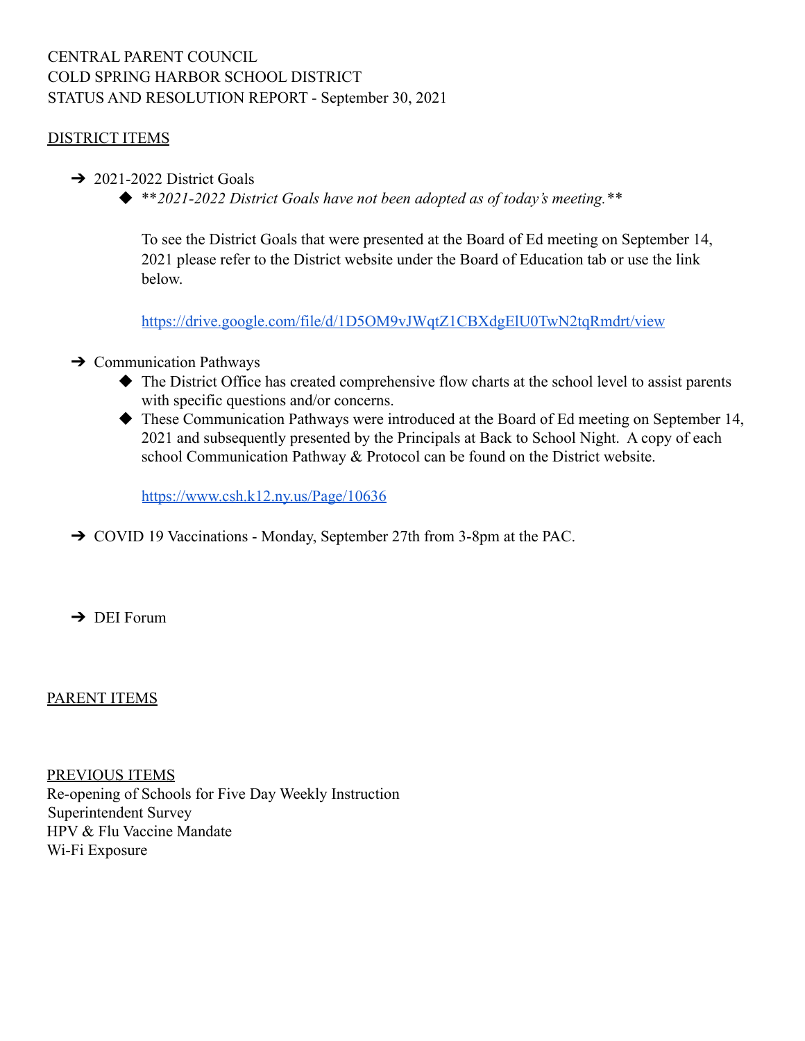CENTRAL PARENT COUNCIL
COLD SPRING HARBOR SCHOOL DISTRICT
STATUS AND RESOLUTION REPORT - September 30, 2021

DISTRICT ITEMS

- 2021-2022 District Goals
  - ***2021-2022 District Goals have not been adopted as of today's meeting.***

    To see the District Goals that were presented at the Board of Ed meeting on September 14, 2021 please refer to the District website under the Board of Education tab or use the link below.

    https://drive.google.com/file/d/1D5OM9vJWqtZ1CBXdgElU0TwN2tqRmdrt/view

- Communication Pathways
  - The District Office has created comprehensive flow charts at the school level to assist parents with specific questions and/or concerns.
  - These Communication Pathways were introduced at the Board of Ed meeting on September 14, 2021 and subsequently presented by the Principals at Back to School Night. A copy of each school Communication Pathway & Protocol can be found on the District website.

    https://www.csh.k12.ny.us/Page/10636

- COVID 19 Vaccinations - Monday, September 27th from 3-8pm at the PAC.

- DEI Forum

PARENT ITEMS

PREVIOUS ITEMS
Re-opening of Schools for Five Day Weekly Instruction
Superintendent Survey
HPV & Flu Vaccine Mandate
Wi-Fi Exposure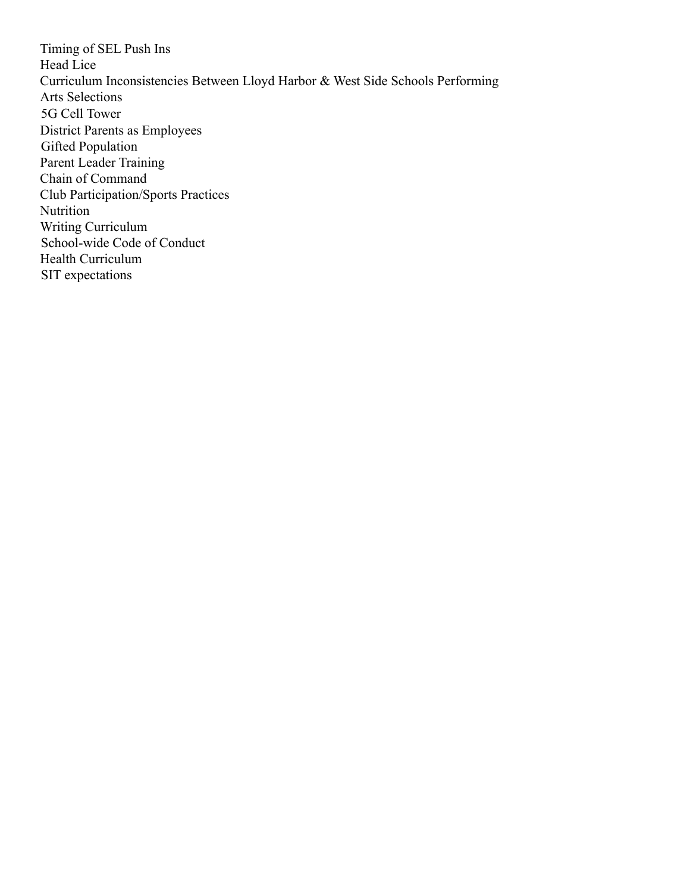Timing of SEL Push Ins
Head Lice
Curriculum Inconsistencies Between Lloyd Harbor & West Side Schools Performing
Arts Selections
5G Cell Tower
District Parents as Employees
Gifted Population
Parent Leader Training
Chain of Command
Club Participation/Sports Practices
Nutrition
Writing Curriculum
School-wide Code of Conduct
Health Curriculum
SIT expectations